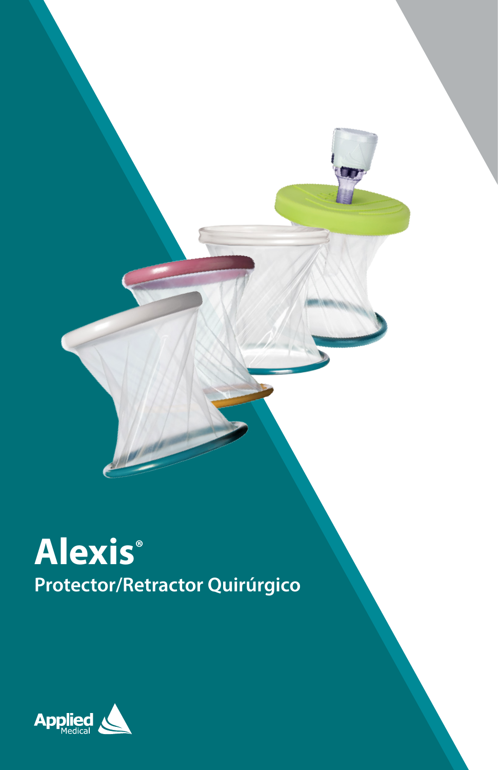# Alexis®

## Protector/Retractor Quirúrgico

Applied Medical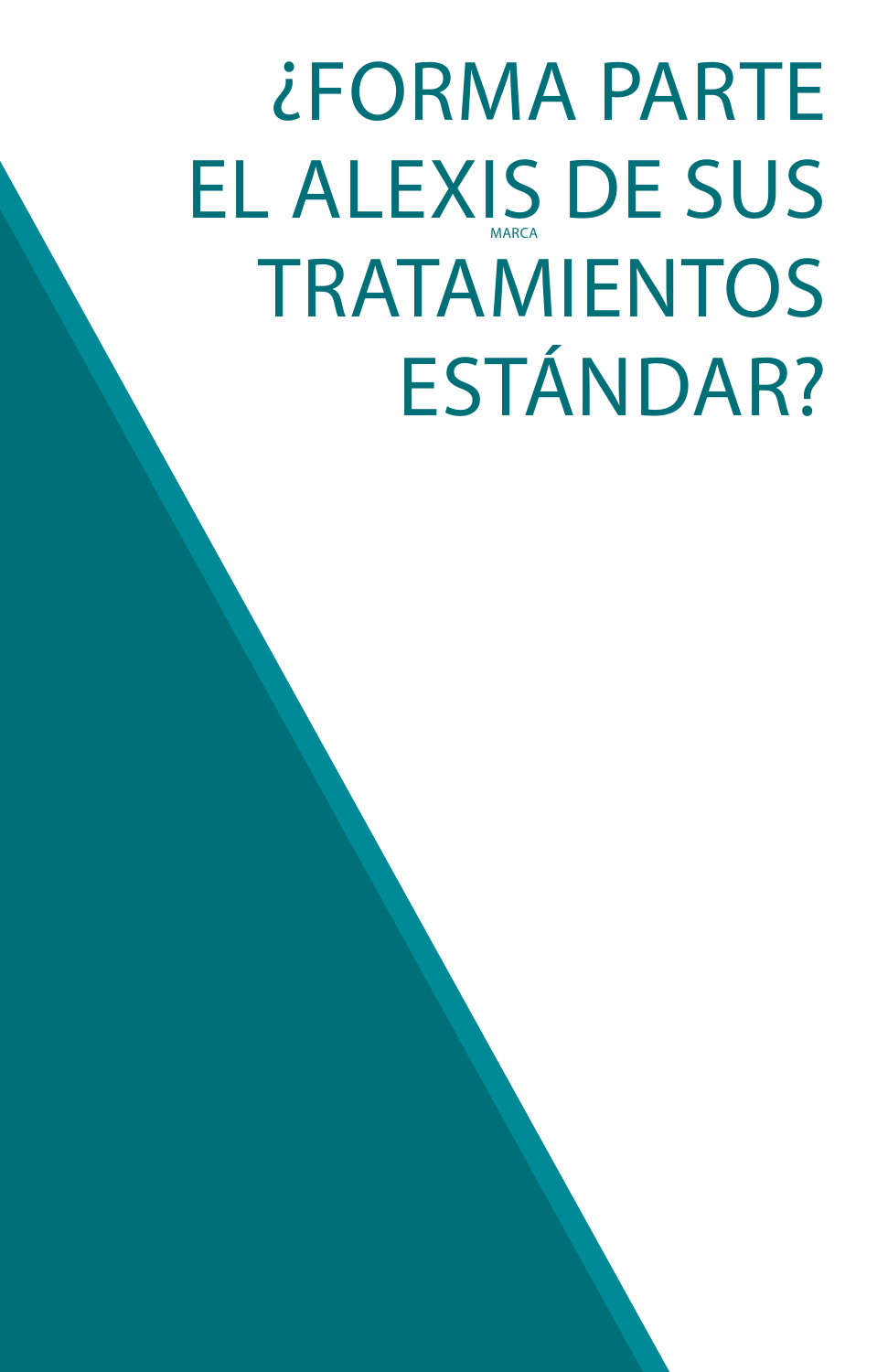# ¿FORMA PARTE EL ALEXIS MARCA DE SUS TRATAMIENTOS ESTÁNDAR?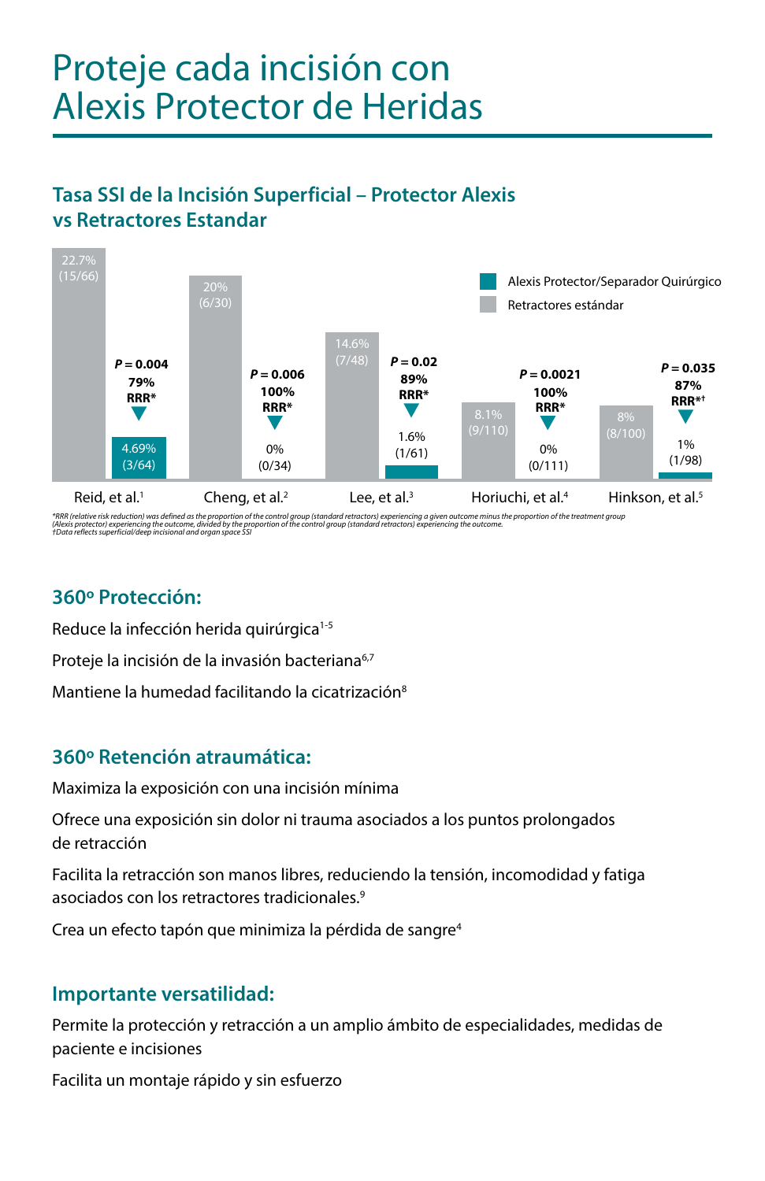# Proteje cada incisión con Alexis Protector de Heridas

## Tasa SSI de la Incisión Superficial – Protector Alexis vs Retractores Estandar

| Estudio | Retractores estándar | Alexis Protector/Separador Quirúrgico | P | RRR |
|---|---|---|---|---|
| Reid, et al.[1] | 22.7% (15/66) | 4.69% (3/64) | $P = 0.004$ | 79% RRR* |
| Cheng, et al.[2] | 20% (6/30) | 0% (0/34) | $P = 0.006$ | 100% RRR* |
| Lee, et al.[3] | 14.6% (7/48) | 1.6% (1/61) | $P = 0.02$ | 89% RRR* |
| Horiuchi, et al.[4] | 8.1% (9/110) | 0% (0/111) | $P = 0.0021$ | 100% RRR* |
| Hinkson, et al.[5] | 8% (8/100) | 1% (1/98) | $P = 0.035$ | 87% RRR*† |

*RRR (relative risk reduction) was defined as the proportion of the control group (standard retractors) experiencing a given outcome minus the proportion of the treatment group (Alexis protector) experiencing the outcome, divided by the proportion of the control group (standard retractors) experiencing the outcome.
†Data reflects superficial/deep incisional and organ space SSI

## 360º Protección:

Reduce la infección herida quirúrgica[1-5]

Proteje la incisión de la invasión bacteriana[6,7]

Mantiene la humedad facilitando la cicatrización[8]

## 360º Retención atraumática:

Maximiza la exposición con una incisión mínima

Ofrece una exposición sin dolor ni trauma asociados a los puntos prolongados de retracción

Facilita la retracción son manos libres, reduciendo la tensión, incomodidad y fatiga asociados con los retractores tradicionales.[9]

Crea un efecto tapón que minimiza la pérdida de sangre[4]

## Importante versatilidad:

Permite la protección y retracción a un amplio ámbito de especialidades, medidas de paciente e incisiones

Facilita un montaje rápido y sin esfuerzo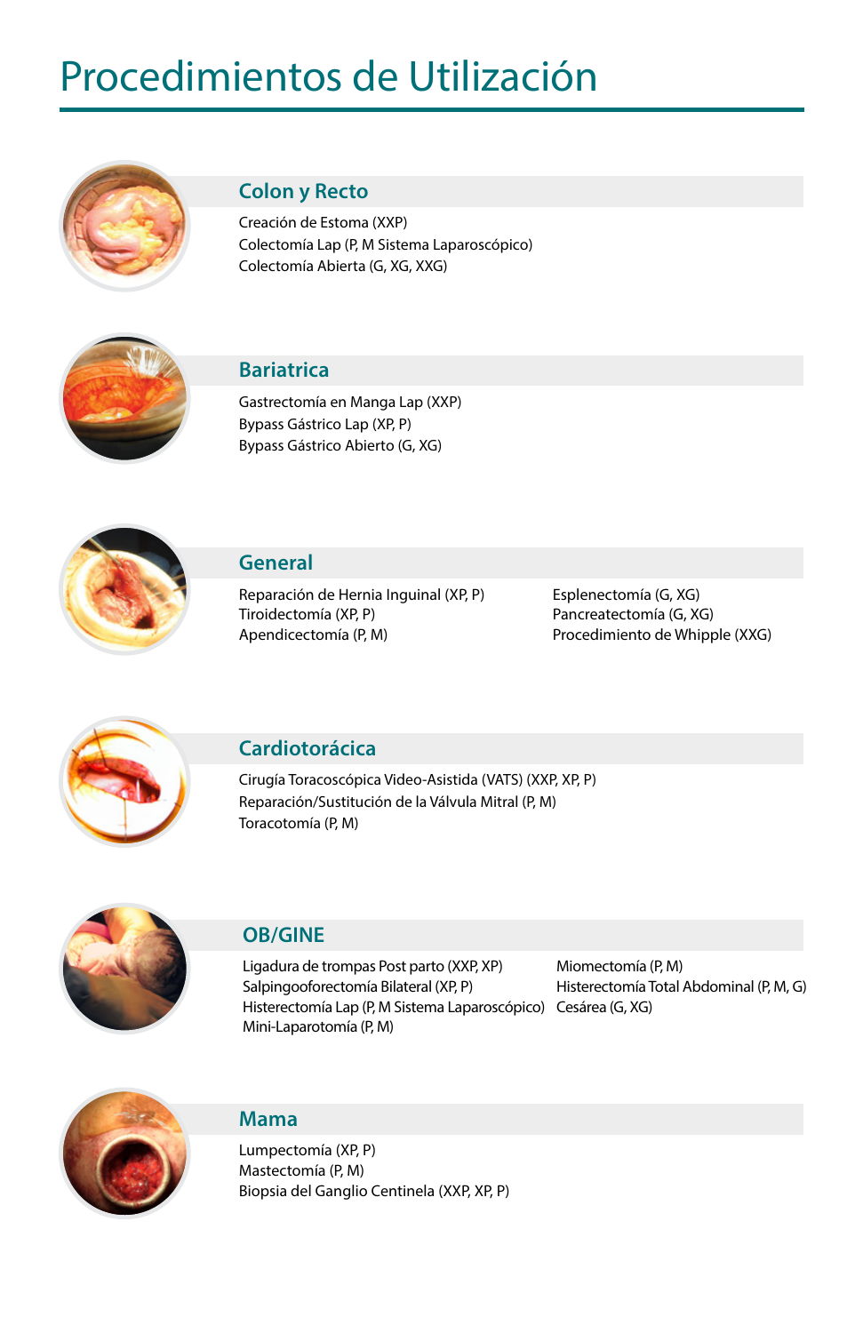# Procedimientos de Utilización

## Colon y Recto

Creación de Estoma (XXP)
Colectomía Lap (P, M Sistema Laparoscópico)
Colectomía Abierta (G, XG, XXG)

## Bariatrica

Gastrectomía en Manga Lap (XXP)
Bypass Gástrico Lap (XP, P)
Bypass Gástrico Abierto (G, XG)

## General

Reparación de Hernia Inguinal (XP, P)
Tiroidectomía (XP, P)
Apendicectomía (P, M)
Esplenectomía (G, XG)
Pancreatectomía (G, XG)
Procedimiento de Whipple (XXG)

## Cardiotorácica

Cirugía Toracoscópica Video-Asistida (VATS) (XXP, XP, P)
Reparación/Sustitución de la Válvula Mitral (P, M)
Toracotomía (P, M)

## OB/GINE

Ligadura de trompas Post parto (XXP, XP)
Salpingooforectomía Bilateral (XP, P)
Histerectomía Lap (P, M Sistema Laparoscópico)
Mini-Laparotomía (P, M)
Miomectomía (P, M)
Histerectomía Total Abdominal (P, M, G)
Cesárea (G, XG)

## Mama

Lumpectomía (XP, P)
Mastectomía (P, M)
Biopsia del Ganglio Centinela (XXP, XP, P)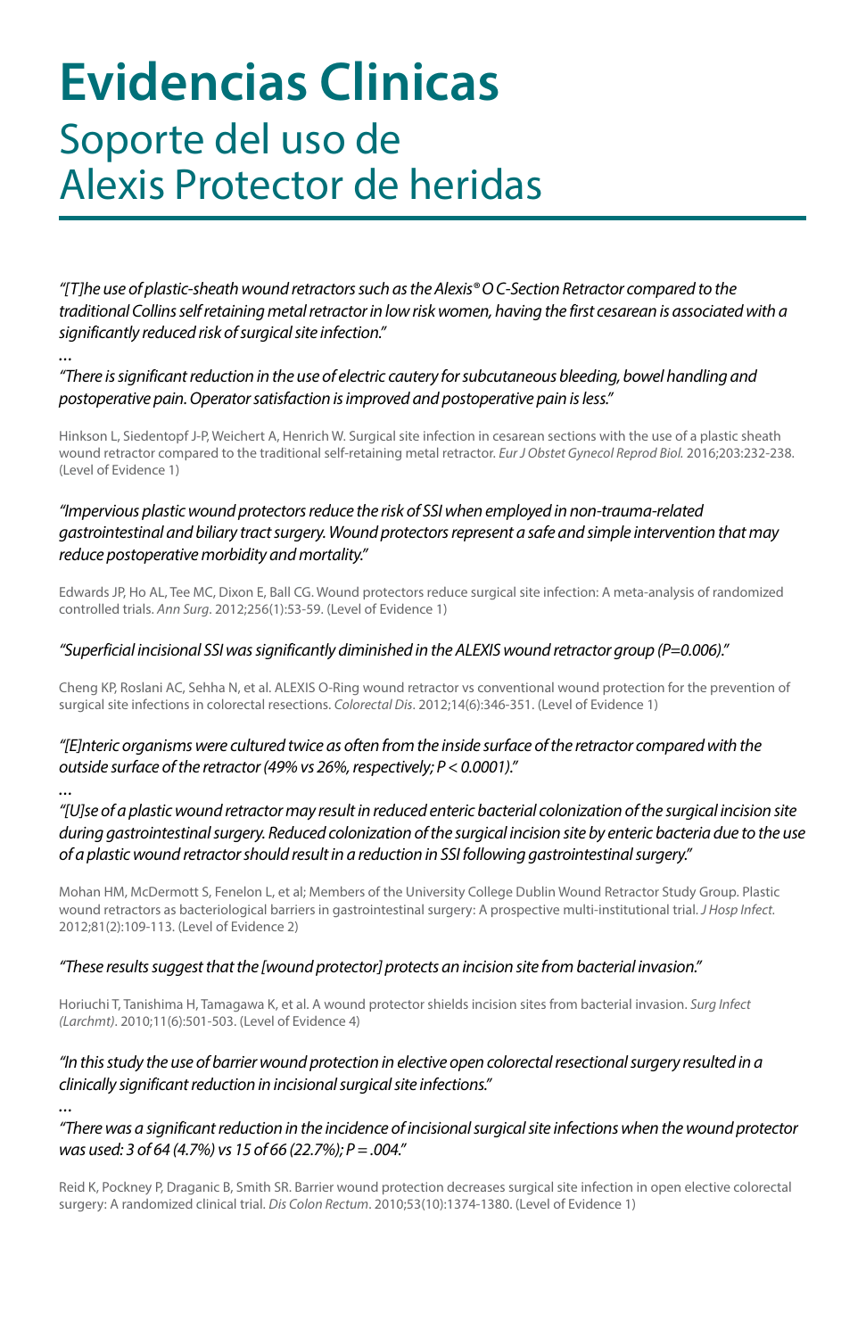# Evidencias Clinicas

## Soporte del uso de Alexis Protector de heridas

*"[T]he use of plastic-sheath wound retractors such as the Alexis® O C-Section Retractor compared to the traditional Collins self retaining metal retractor in low risk women, having the first cesarean is associated with a significantly reduced risk of surgical site infection."*

*…*

*"There is significant reduction in the use of electric cautery for subcutaneous bleeding, bowel handling and postoperative pain. Operator satisfaction is improved and postoperative pain is less."*

Hinkson L, Siedentopf J-P, Weichert A, Henrich W. Surgical site infection in cesarean sections with the use of a plastic sheath wound retractor compared to the traditional self-retaining metal retractor. *Eur J Obstet Gynecol Reprod Biol.* 2016;203:232-238. (Level of Evidence 1)

*"Impervious plastic wound protectors reduce the risk of SSI when employed in non-trauma-related gastrointestinal and biliary tract surgery. Wound protectors represent a safe and simple intervention that may reduce postoperative morbidity and mortality."*

Edwards JP, Ho AL, Tee MC, Dixon E, Ball CG. Wound protectors reduce surgical site infection: A meta-analysis of randomized controlled trials. *Ann Surg*. 2012;256(1):53-59. (Level of Evidence 1)

*"Superficial incisional SSI was significantly diminished in the ALEXIS wound retractor group (P=0.006)."*

Cheng KP, Roslani AC, Sehha N, et al. ALEXIS O-Ring wound retractor vs conventional wound protection for the prevention of surgical site infections in colorectal resections. *Colorectal Dis*. 2012;14(6):346-351. (Level of Evidence 1)

*"[E]nteric organisms were cultured twice as often from the inside surface of the retractor compared with the outside surface of the retractor (49% vs 26%, respectively; P < 0.0001)."*

*…*

*"[U]se of a plastic wound retractor may result in reduced enteric bacterial colonization of the surgical incision site during gastrointestinal surgery. Reduced colonization of the surgical incision site by enteric bacteria due to the use of a plastic wound retractor should result in a reduction in SSI following gastrointestinal surgery."*

Mohan HM, McDermott S, Fenelon L, et al; Members of the University College Dublin Wound Retractor Study Group. Plastic wound retractors as bacteriological barriers in gastrointestinal surgery: A prospective multi-institutional trial. *J Hosp Infect.* 2012;81(2):109-113. (Level of Evidence 2)

*"These results suggest that the [wound protector] protects an incision site from bacterial invasion."*

Horiuchi T, Tanishima H, Tamagawa K, et al. A wound protector shields incision sites from bacterial invasion. *Surg Infect (Larchmt)*. 2010;11(6):501-503. (Level of Evidence 4)

*"In this study the use of barrier wound protection in elective open colorectal resectional surgery resulted in a clinically significant reduction in incisional surgical site infections."*

*…*

*"There was a significant reduction in the incidence of incisional surgical site infections when the wound protector was used: 3 of 64 (4.7%) vs 15 of 66 (22.7%); P = .004."*

Reid K, Pockney P, Draganic B, Smith SR. Barrier wound protection decreases surgical site infection in open elective colorectal surgery: A randomized clinical trial. *Dis Colon Rectum*. 2010;53(10):1374-1380. (Level of Evidence 1)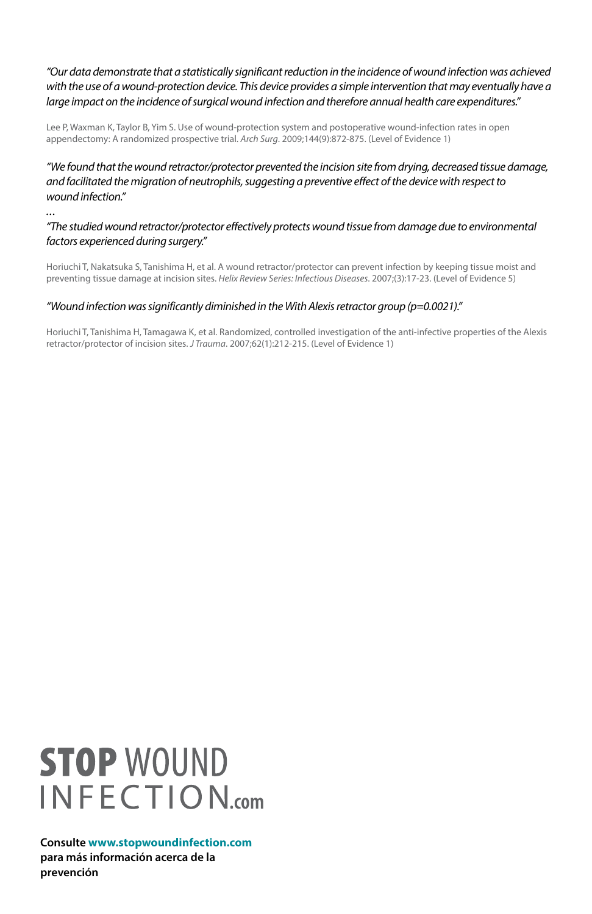*"Our data demonstrate that a statistically significant reduction in the incidence of wound infection was achieved with the use of a wound-protection device. This device provides a simple intervention that may eventually have a large impact on the incidence of surgical wound infection and therefore annual health care expenditures."*

Lee P, Waxman K, Taylor B, Yim S. Use of wound-protection system and postoperative wound-infection rates in open appendectomy: A randomized prospective trial. *Arch Surg*. 2009;144(9):872-875. (Level of Evidence 1)

*"We found that the wound retractor/protector prevented the incision site from drying, decreased tissue damage, and facilitated the migration of neutrophils, suggesting a preventive effect of the device with respect to wound infection."*

*…*

*"The studied wound retractor/protector effectively protects wound tissue from damage due to environmental factors experienced during surgery."*

Horiuchi T, Nakatsuka S, Tanishima H, et al. A wound retractor/protector can prevent infection by keeping tissue moist and preventing tissue damage at incision sites. *Helix Review Series: Infectious Diseases*. 2007;(3):17-23. (Level of Evidence 5)

*"Wound infection was significantly diminished in the With Alexis retractor group ($p=0.0021$)."*

Horiuchi T, Tanishima H, Tamagawa K, et al. Randomized, controlled investigation of the anti-infective properties of the Alexis retractor/protector of incision sites. *J Trauma*. 2007;62(1):212-215. (Level of Evidence 1)

**STOP** WOUND
INFECTION.com

**Consulte www.stopwoundinfection.com para más información acerca de la prevención**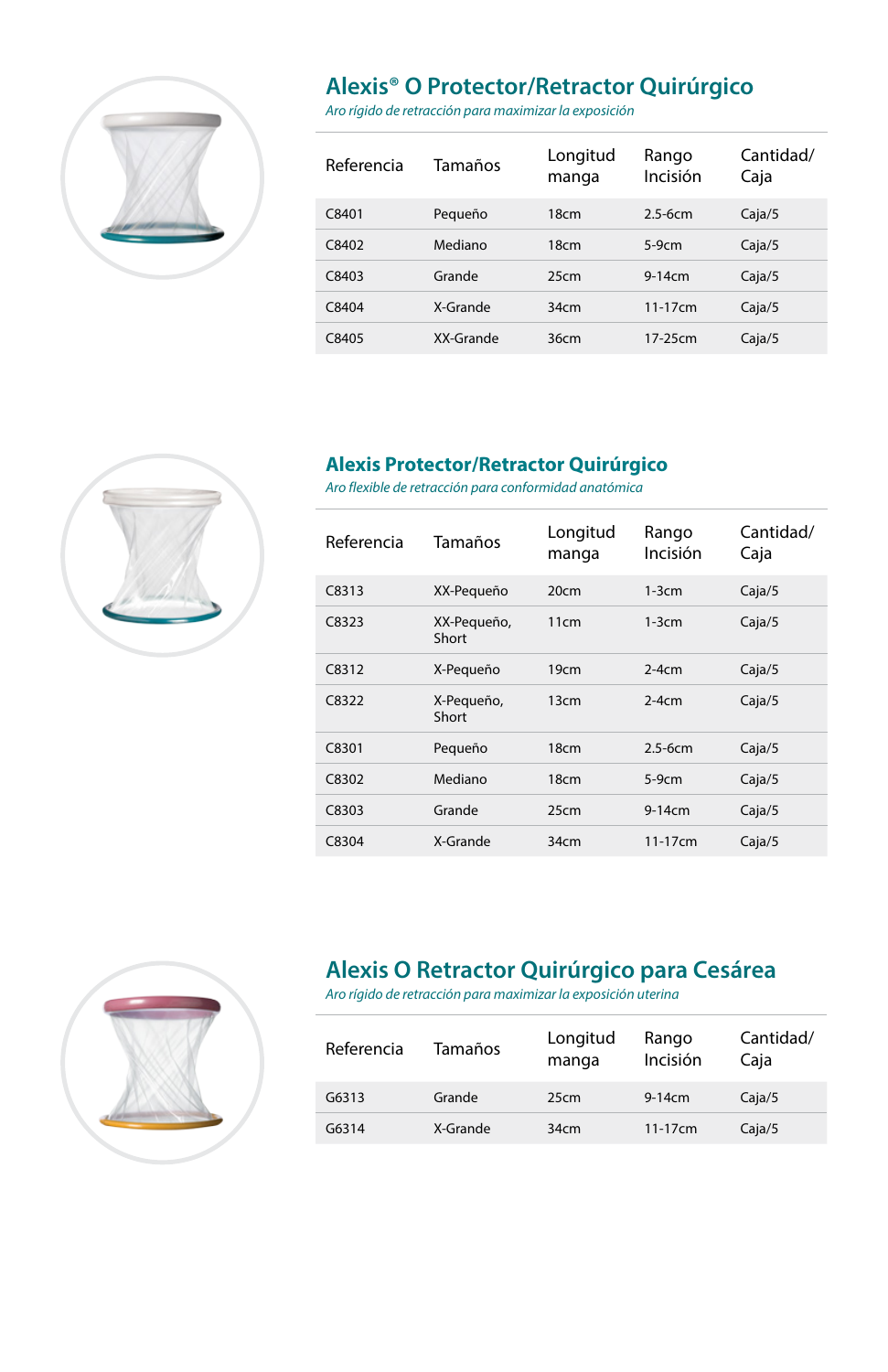## Alexis® O Protector/Retractor Quirúrgico

*Aro rígido de retracción para maximizar la exposición*

| Referencia | Tamaños | Longitud manga | Rango Incisión | Cantidad/ Caja |
|---|---|---|---|---|
| C8401 | Pequeño | 18cm | 2.5-6cm | Caja/5 |
| C8402 | Mediano | 18cm | 5-9cm | Caja/5 |
| C8403 | Grande | 25cm | 9-14cm | Caja/5 |
| C8404 | X-Grande | 34cm | 11-17cm | Caja/5 |
| C8405 | XX-Grande | 36cm | 17-25cm | Caja/5 |

## Alexis Protector/Retractor Quirúrgico

*Aro flexible de retracción para conformidad anatómica*

| Referencia | Tamaños | Longitud manga | Rango Incisión | Cantidad/ Caja |
|---|---|---|---|---|
| C8313 | XX-Pequeño | 20cm | 1-3cm | Caja/5 |
| C8323 | XX-Pequeño, Short | 11cm | 1-3cm | Caja/5 |
| C8312 | X-Pequeño | 19cm | 2-4cm | Caja/5 |
| C8322 | X-Pequeño, Short | 13cm | 2-4cm | Caja/5 |
| C8301 | Pequeño | 18cm | 2.5-6cm | Caja/5 |
| C8302 | Mediano | 18cm | 5-9cm | Caja/5 |
| C8303 | Grande | 25cm | 9-14cm | Caja/5 |
| C8304 | X-Grande | 34cm | 11-17cm | Caja/5 |

## Alexis O Retractor Quirúrgico para Cesárea

*Aro rígido de retracción para maximizar la exposición uterina*

| Referencia | Tamaños | Longitud manga | Rango Incisión | Cantidad/ Caja |
|---|---|---|---|---|
| G6313 | Grande | 25cm | 9-14cm | Caja/5 |
| G6314 | X-Grande | 34cm | 11-17cm | Caja/5 |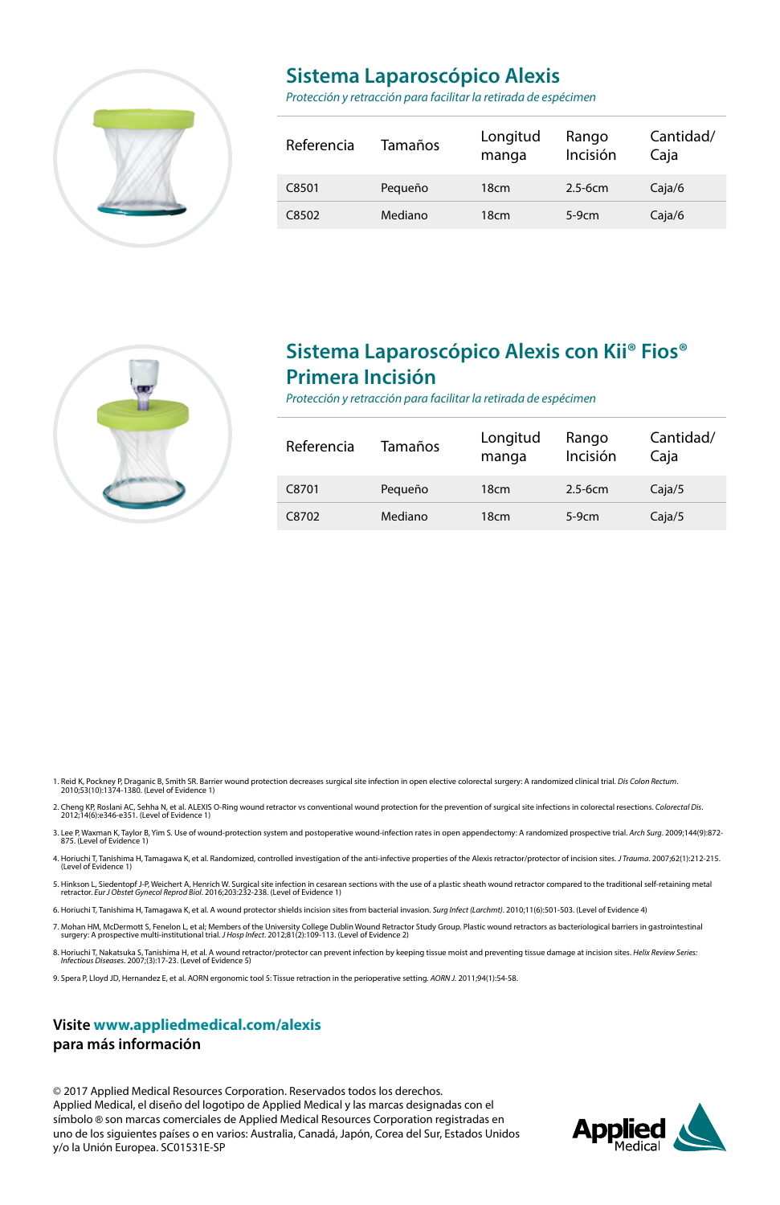## Sistema Laparoscópico Alexis

*Protección y retracción para facilitar la retirada de espécimen*

| Referencia | Tamaños | Longitud manga | Rango Incisión | Cantidad/ Caja |
|---|---|---|---|---|
| C8501 | Pequeño | 18cm | 2.5-6cm | Caja/6 |
| C8502 | Mediano | 18cm | 5-9cm | Caja/6 |

## Sistema Laparoscópico Alexis con Kii® Fios® Primera Incisión

*Protección y retracción para facilitar la retirada de espécimen*

| Referencia | Tamaños | Longitud manga | Rango Incisión | Cantidad/ Caja |
|---|---|---|---|---|
| C8701 | Pequeño | 18cm | 2.5-6cm | Caja/5 |
| C8702 | Mediano | 18cm | 5-9cm | Caja/5 |

1. Reid K, Pockney P, Draganic B, Smith SR. Barrier wound protection decreases surgical site infection in open elective colorectal surgery: A randomized clinical trial. *Dis Colon Rectum*. 2010;53(10):1374-1380. (Level of Evidence 1)
2. Cheng KP, Roslani AC, Sehha N, et al. ALEXIS O-Ring wound retractor vs conventional wound protection for the prevention of surgical site infections in colorectal resections. *Colorectal Dis*. 2012;14(6):e346-e351. (Level of Evidence 1)
3. Lee P, Waxman K, Taylor B, Yim S. Use of wound-protection system and postoperative wound-infection rates in open appendectomy: A randomized prospective trial. *Arch Surg*. 2009;144(9):872-875. (Level of Evidence 1)
4. Horiuchi T, Tanishima H, Tamagawa K, et al. Randomized, controlled investigation of the anti-infective properties of the Alexis retractor/protector of incision sites. *J Trauma*. 2007;62(1):212-215. (Level of Evidence 1)
5. Hinkson L, Siedentopf J-P, Weichert A, Henrich W. Surgical site infection in cesarean sections with the use of a plastic sheath wound retractor compared to the traditional self-retaining metal retractor. *Eur J Obstet Gynecol Reprod Biol*. 2016;203:232-238. (Level of Evidence 1)
6. Horiuchi T, Tanishima H, Tamagawa K, et al. A wound protector shields incision sites from bacterial invasion. *Surg Infect (Larchmt)*. 2010;11(6):501-503. (Level of Evidence 4)
7. Mohan HM, McDermott S, Fenelon L, et al; Members of the University College Dublin Wound Retractor Study Group. Plastic wound retractors as bacteriological barriers in gastrointestinal surgery: A prospective multi-institutional trial. *J Hosp Infect*. 2012;81(2):109-113. (Level of Evidence 2)
8. Horiuchi T, Nakatsuka S, Tanishima H, et al. A wound retractor/protector can prevent infection by keeping tissue moist and preventing tissue damage at incision sites. *Helix Review Series: Infectious Diseases*. 2007;(3):17-23. (Level of Evidence 5)
9. Spera P, Lloyd JD, Hernandez E, et al. AORN ergonomic tool 5: Tissue retraction in the perioperative setting. *AORN J*. 2011;94(1):54-58.

**Visite www.appliedmedical.com/alexis para más información**

© 2017 Applied Medical Resources Corporation. Reservados todos los derechos. Applied Medical, el diseño del logotipo de Applied Medical y las marcas designadas con el símbolo ® son marcas comerciales de Applied Medical Resources Corporation registradas en uno de los siguientes países o en varios: Australia, Canadá, Japón, Corea del Sur, Estados Unidos y/o la Unión Europea. SC01531E-SP

Applied Medical